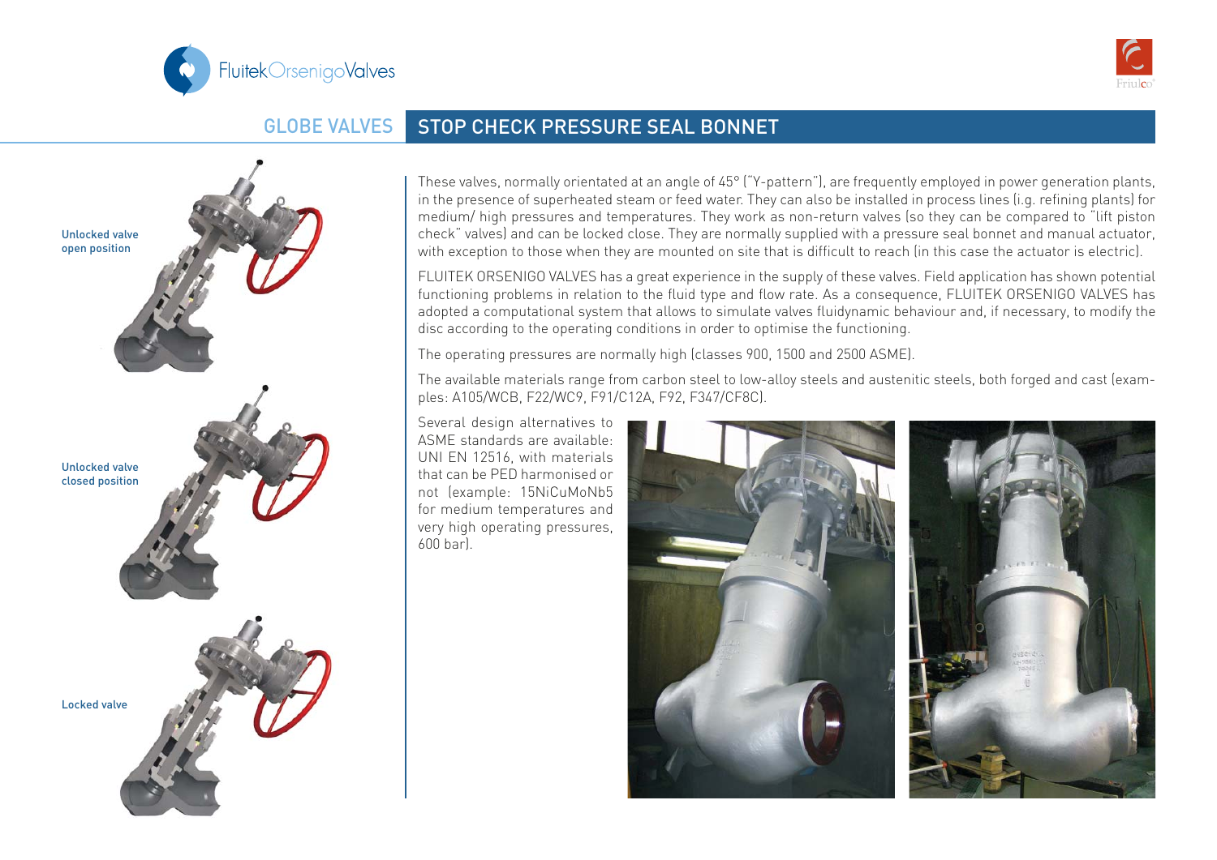# GLOBE VALVES

## STOP CHECK PRESSURE SEAL BONNET

Unlocked valve open position

Unlocked valve closed position

Locked valve

These valves, normally orientated at an angle of 45° ("Y-pattern"), are frequently employed in power generation plants, in the presence of superheated steam or feed water. They can also be installed in process lines (i.e. refining plants) for medium/ high pressures and temperatures. They work as non-return valves (so they can be compared to "lift piston check" valves) and can be locked close. They are normally supplied with a pressure seal bonnet and manual actuator, with exception to those when they are mounted on site that is difficult to reach (in this case the actuator is electric).

FLUITEK ORSENIGO VALVES has a great experience in the supply of these valves. Field application has shown potential functioning problems in relation to the fluid type and flow rate. As a consequence, FLUITEK ORSENIGO VALVES has adopted a computational system that allows to simulate valves fluidynamic behaviour and, if necessary, to modify the disc according to the operating conditions in order to optimise the functioning.

The operating pressures are normally high (classes 900, 1500 and 2500 ASME).

The available materials range from carbon steel to low-alloy steels and austenitic steels, both forged and cast (examples: A105/WCB, F22/WC9, F91/C12A, F92, F347/CF8C).

Several design alternatives to ASME standards are available: UNI EN 12516, with materials that can be PED harmonised or not (example: 15NiCuMoNb5 for medium temperatures and very high operating pressures, 600 bar).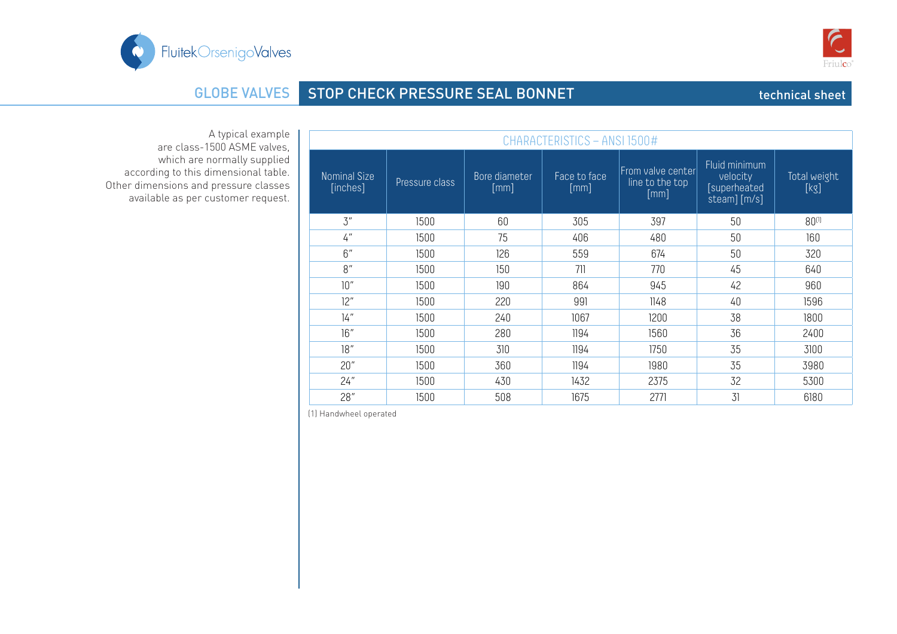# GLOBE VALVES

## STOP CHECK PRESSURE SEAL BONNET

technical sheet

A typical example are class-1500 ASME valves, which are normally supplied according to this dimensional table. Other dimensions and pressure classes available as per customer request.

**CHARACTERISTICS – ANSI 1500#**

| Nominal Size [inches] | Pressure class | Bore diameter [mm] | Face to face [mm] | From valve center line to the top [mm] | Fluid minimum velocity [superheated steam] [m/s] | Total weight [kg] |
|---|---|---|---|---|---|---|
| 3" | 1500 | 60 | 305 | 397 | 50 | 80[1] |
| 4" | 1500 | 75 | 406 | 480 | 50 | 160 |
| 6" | 1500 | 126 | 559 | 674 | 50 | 320 |
| 8" | 1500 | 150 | 711 | 770 | 45 | 640 |
| 10" | 1500 | 190 | 864 | 945 | 42 | 960 |
| 12" | 1500 | 220 | 991 | 1148 | 40 | 1596 |
| 14" | 1500 | 240 | 1067 | 1200 | 38 | 1800 |
| 16" | 1500 | 280 | 1194 | 1560 | 36 | 2400 |
| 18" | 1500 | 310 | 1194 | 1750 | 35 | 3100 |
| 20" | 1500 | 360 | 1194 | 1980 | 35 | 3980 |
| 24" | 1500 | 430 | 1432 | 2375 | 32 | 5300 |
| 28" | 1500 | 508 | 1675 | 2771 | 31 | 6180 |

(1) Handwheel operated